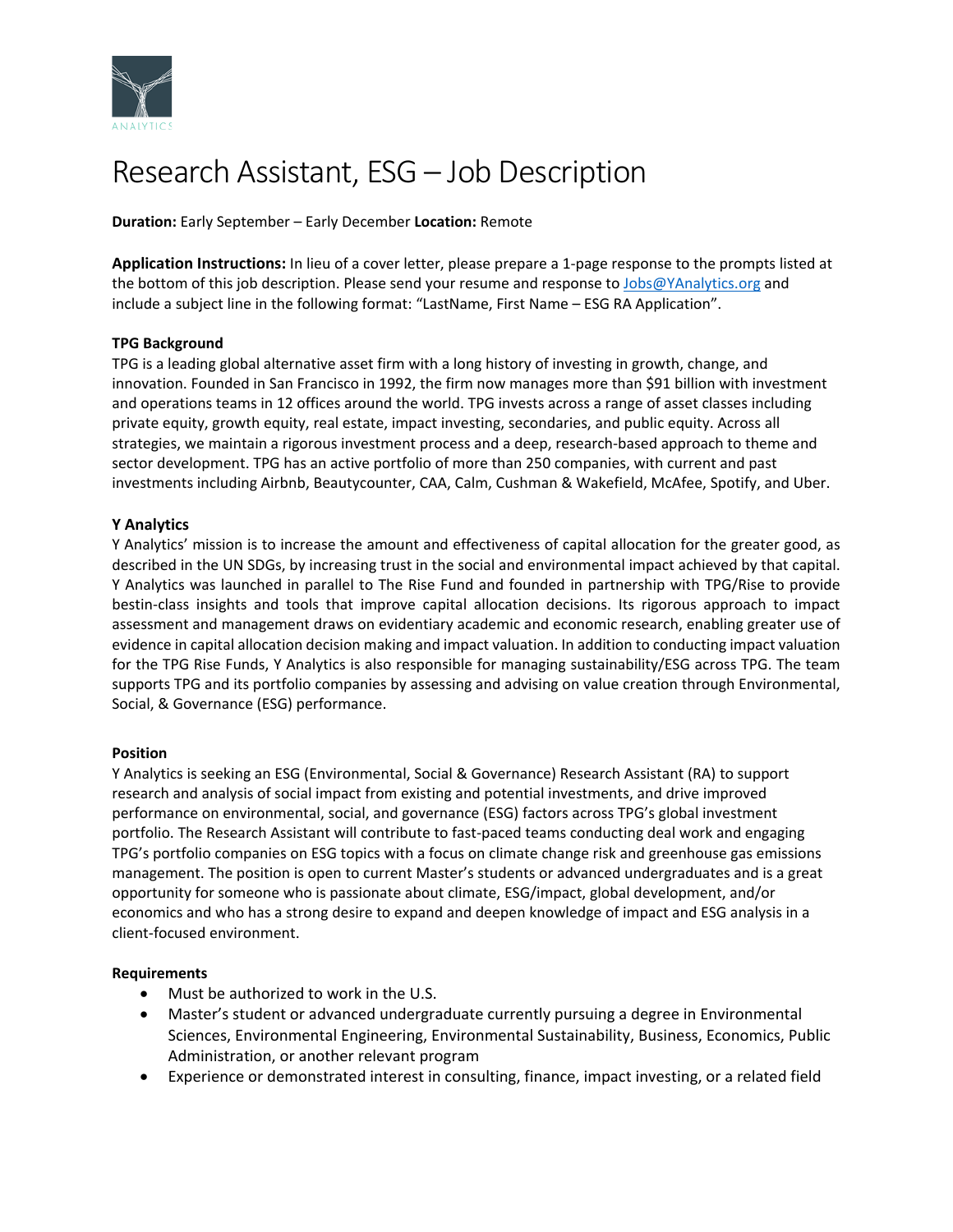# Research Assistant, ESG – Job Description

**Duration:** Early September – Early December **Location:** Remote

**Application Instructions:** In lieu of a cover letter, please prepare a 1-page response to the prompts listed at the bottom of this job description. Please send your resume and response to Jobs@YAnalytics.org and include a subject line in the following format: "LastName, First Name – ESG RA Application".

**TPG Background**

TPG is a leading global alternative asset firm with a long history of investing in growth, change, and innovation. Founded in San Francisco in 1992, the firm now manages more than $91 billion with investment and operations teams in 12 offices around the world. TPG invests across a range of asset classes including private equity, growth equity, real estate, impact investing, secondaries, and public equity. Across all strategies, we maintain a rigorous investment process and a deep, research-based approach to theme and sector development. TPG has an active portfolio of more than 250 companies, with current and past investments including Airbnb, Beautycounter, CAA, Calm, Cushman & Wakefield, McAfee, Spotify, and Uber.

**Y Analytics**

Y Analytics' mission is to increase the amount and effectiveness of capital allocation for the greater good, as described in the UN SDGs, by increasing trust in the social and environmental impact achieved by that capital. Y Analytics was launched in parallel to The Rise Fund and founded in partnership with TPG/Rise to provide bestin-class insights and tools that improve capital allocation decisions. Its rigorous approach to impact assessment and management draws on evidentiary academic and economic research, enabling greater use of evidence in capital allocation decision making and impact valuation. In addition to conducting impact valuation for the TPG Rise Funds, Y Analytics is also responsible for managing sustainability/ESG across TPG. The team supports TPG and its portfolio companies by assessing and advising on value creation through Environmental, Social, & Governance (ESG) performance.

**Position**

Y Analytics is seeking an ESG (Environmental, Social & Governance) Research Assistant (RA) to support research and analysis of social impact from existing and potential investments, and drive improved performance on environmental, social, and governance (ESG) factors across TPG's global investment portfolio. The Research Assistant will contribute to fast-paced teams conducting deal work and engaging TPG's portfolio companies on ESG topics with a focus on climate change risk and greenhouse gas emissions management. The position is open to current Master's students or advanced undergraduates and is a great opportunity for someone who is passionate about climate, ESG/impact, global development, and/or economics and who has a strong desire to expand and deepen knowledge of impact and ESG analysis in a client-focused environment.

**Requirements**

- Must be authorized to work in the U.S.
- Master's student or advanced undergraduate currently pursuing a degree in Environmental Sciences, Environmental Engineering, Environmental Sustainability, Business, Economics, Public Administration, or another relevant program
- Experience or demonstrated interest in consulting, finance, impact investing, or a related field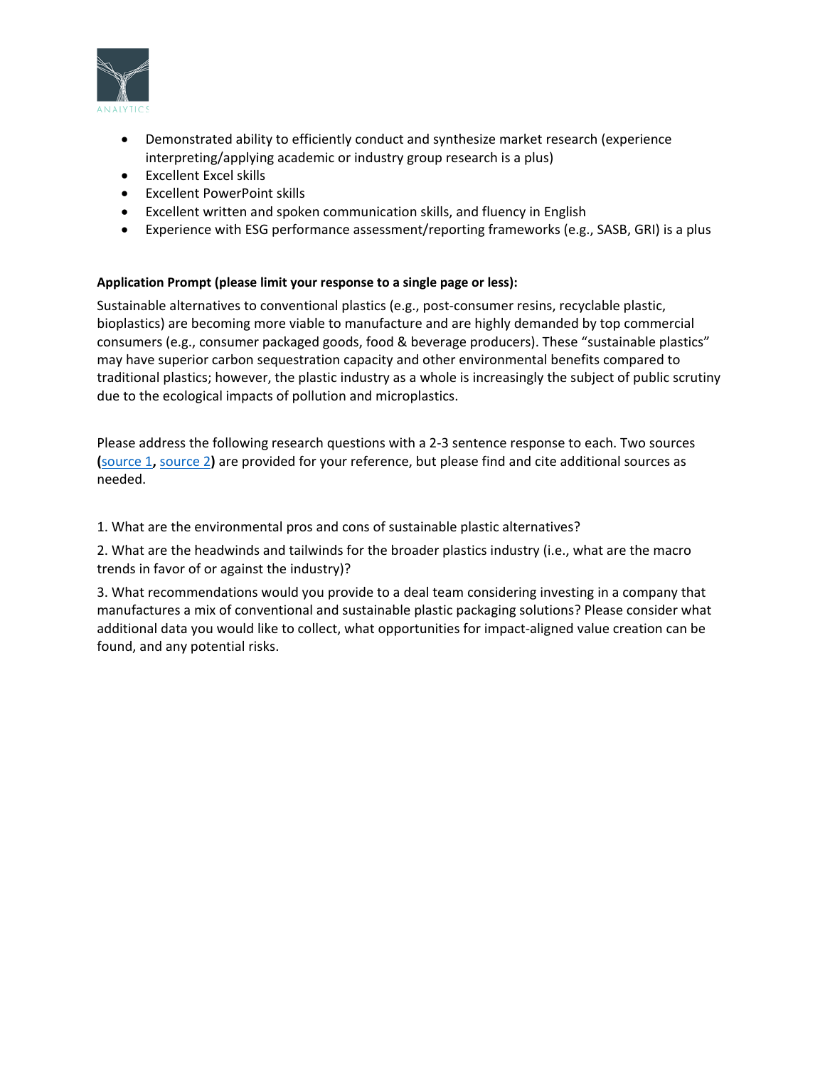- Demonstrated ability to efficiently conduct and synthesize market research (experience interpreting/applying academic or industry group research is a plus)
- Excellent Excel skills
- Excellent PowerPoint skills
- Excellent written and spoken communication skills, and fluency in English
- Experience with ESG performance assessment/reporting frameworks (e.g., SASB, GRI) is a plus

**Application Prompt (please limit your response to a single page or less):**

Sustainable alternatives to conventional plastics (e.g., post-consumer resins, recyclable plastic, bioplastics) are becoming more viable to manufacture and are highly demanded by top commercial consumers (e.g., consumer packaged goods, food & beverage producers). These "sustainable plastics" may have superior carbon sequestration capacity and other environmental benefits compared to traditional plastics; however, the plastic industry as a whole is increasingly the subject of public scrutiny due to the ecological impacts of pollution and microplastics.

Please address the following research questions with a 2-3 sentence response to each. Two sources (source 1, source 2) are provided for your reference, but please find and cite additional sources as needed.

1. What are the environmental pros and cons of sustainable plastic alternatives?

2. What are the headwinds and tailwinds for the broader plastics industry (i.e., what are the macro trends in favor of or against the industry)?

3. What recommendations would you provide to a deal team considering investing in a company that manufactures a mix of conventional and sustainable plastic packaging solutions? Please consider what additional data you would like to collect, what opportunities for impact-aligned value creation can be found, and any potential risks.